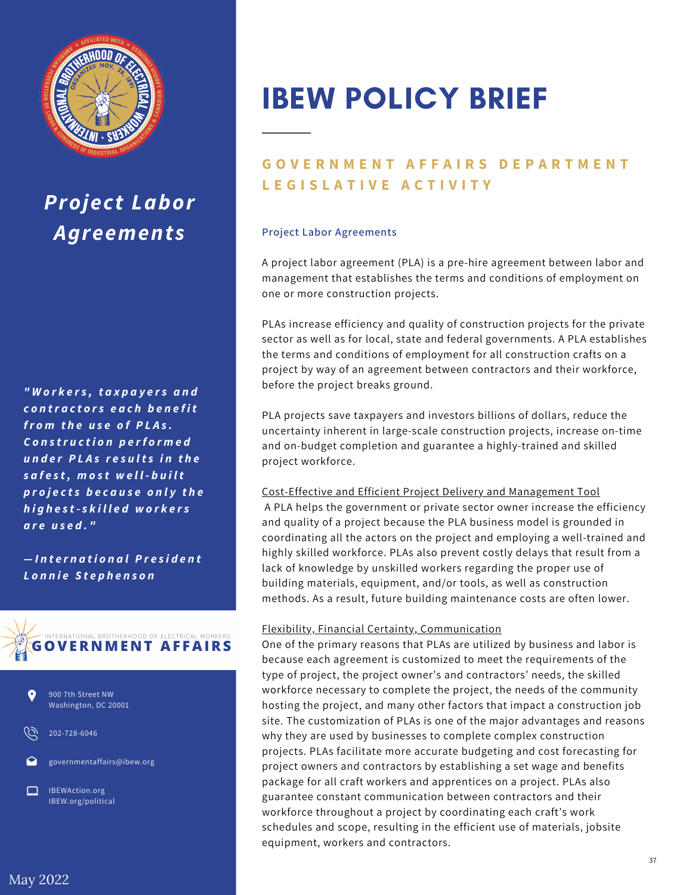# IBEW POLICY BRIEF

## GOVERNMENT AFFAIRS DEPARTMENT LEGISLATIVE ACTIVITY

## *Project Labor Agreements*

***"Workers, taxpayers and contractors each benefit from the use of PLAs. Construction performed under PLAs results in the safest, most well-built projects because only the highest-skilled workers are used."***

***—International President Lonnie Stephenson***

INTERNATIONAL BROTHERHOOD OF ELECTRICAL WORKERS
**GOVERNMENT AFFAIRS**

900 7th Street NW
Washington, DC 20001

202-728-6046

governmentaffairs@ibew.org

IBEWAction.org
IBEW.org/political

May 2022

### Project Labor Agreements

A project labor agreement (PLA) is a pre-hire agreement between labor and management that establishes the terms and conditions of employment on one or more construction projects.

PLAs increase efficiency and quality of construction projects for the private sector as well as for local, state and federal governments. A PLA establishes the terms and conditions of employment for all construction crafts on a project by way of an agreement between contractors and their workforce, before the project breaks ground.

PLA projects save taxpayers and investors billions of dollars, reduce the uncertainty inherent in large-scale construction projects, increase on-time and on-budget completion and guarantee a highly-trained and skilled project workforce.

<u>Cost-Effective and Efficient Project Delivery and Management Tool</u>

A PLA helps the government or private sector owner increase the efficiency and quality of a project because the PLA business model is grounded in coordinating all the actors on the project and employing a well-trained and highly skilled workforce. PLAs also prevent costly delays that result from a lack of knowledge by unskilled workers regarding the proper use of building materials, equipment, and/or tools, as well as construction methods. As a result, future building maintenance costs are often lower.

<u>Flexibility, Financial Certainty, Communication</u>

One of the primary reasons that PLAs are utilized by business and labor is because each agreement is customized to meet the requirements of the type of project, the project owner's and contractors' needs, the skilled workforce necessary to complete the project, the needs of the community hosting the project, and many other factors that impact a construction job site. The customization of PLAs is one of the major advantages and reasons why they are used by businesses to complete complex construction projects. PLAs facilitate more accurate budgeting and cost forecasting for project owners and contractors by establishing a set wage and benefits package for all craft workers and apprentices on a project. PLAs also guarantee constant communication between contractors and their workforce throughout a project by coordinating each craft's work schedules and scope, resulting in the efficient use of materials, jobsite equipment, workers and contractors.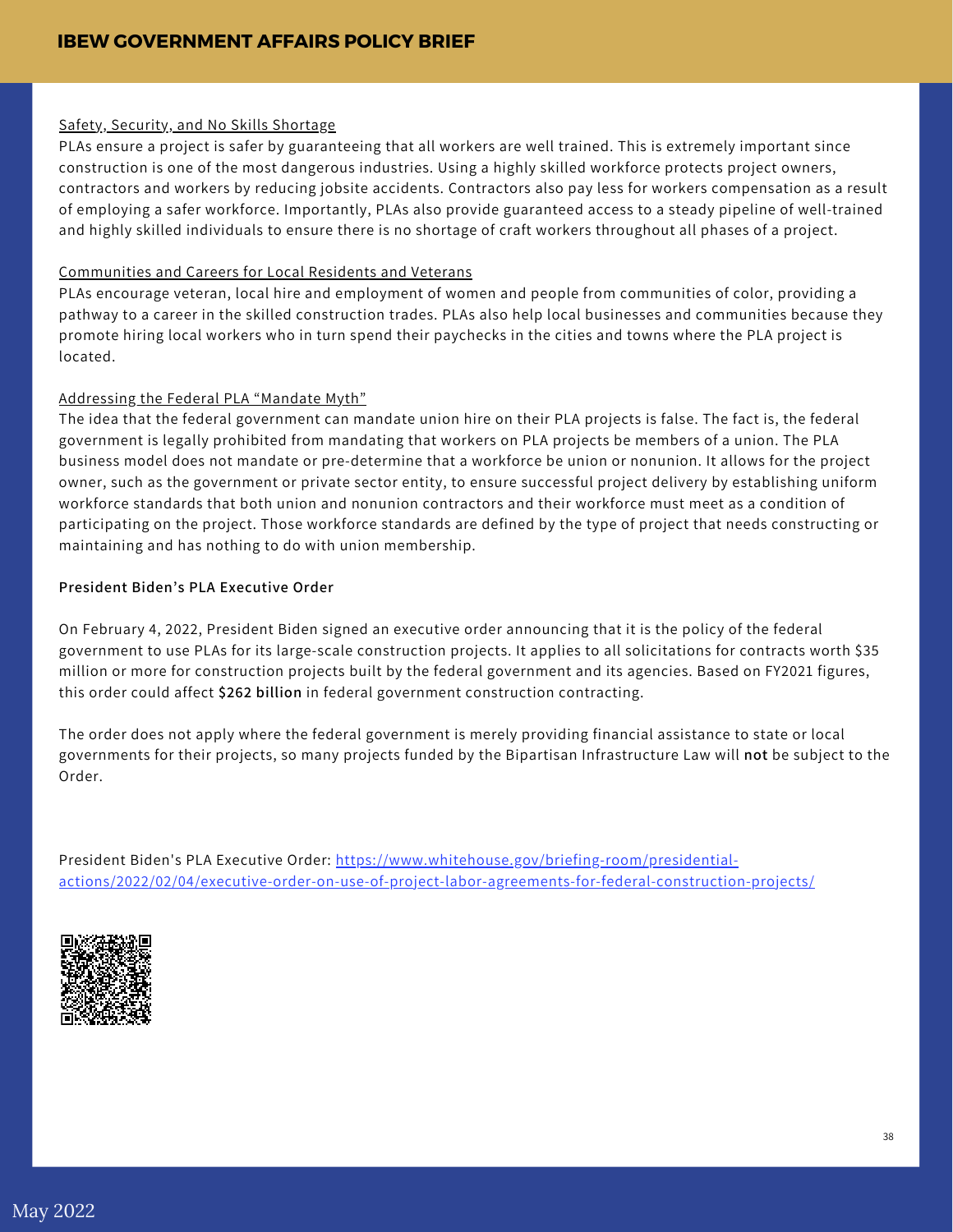Safety, Security, and No Skills Shortage

PLAs ensure a project is safer by guaranteeing that all workers are well trained. This is extremely important since construction is one of the most dangerous industries. Using a highly skilled workforce protects project owners, contractors and workers by reducing jobsite accidents. Contractors also pay less for workers compensation as a result of employing a safer workforce. Importantly, PLAs also provide guaranteed access to a steady pipeline of well-trained and highly skilled individuals to ensure there is no shortage of craft workers throughout all phases of a project.

Communities and Careers for Local Residents and Veterans

PLAs encourage veteran, local hire and employment of women and people from communities of color, providing a pathway to a career in the skilled construction trades. PLAs also help local businesses and communities because they promote hiring local workers who in turn spend their paychecks in the cities and towns where the PLA project is located.

Addressing the Federal PLA "Mandate Myth"

The idea that the federal government can mandate union hire on their PLA projects is false. The fact is, the federal government is legally prohibited from mandating that workers on PLA projects be members of a union. The PLA business model does not mandate or pre-determine that a workforce be union or nonunion. It allows for the project owner, such as the government or private sector entity, to ensure successful project delivery by establishing uniform workforce standards that both union and nonunion contractors and their workforce must meet as a condition of participating on the project. Those workforce standards are defined by the type of project that needs constructing or maintaining and has nothing to do with union membership.

**President Biden's PLA Executive Order**

On February 4, 2022, President Biden signed an executive order announcing that it is the policy of the federal government to use PLAs for its large-scale construction projects. It applies to all solicitations for contracts worth $35 million or more for construction projects built by the federal government and its agencies. Based on FY2021 figures, this order could affect **$262 billion** in federal government construction contracting.

The order does not apply where the federal government is merely providing financial assistance to state or local governments for their projects, so many projects funded by the Bipartisan Infrastructure Law will **not** be subject to the Order.

President Biden's PLA Executive Order: https://www.whitehouse.gov/briefing-room/presidential-actions/2022/02/04/executive-order-on-use-of-project-labor-agreements-for-federal-construction-projects/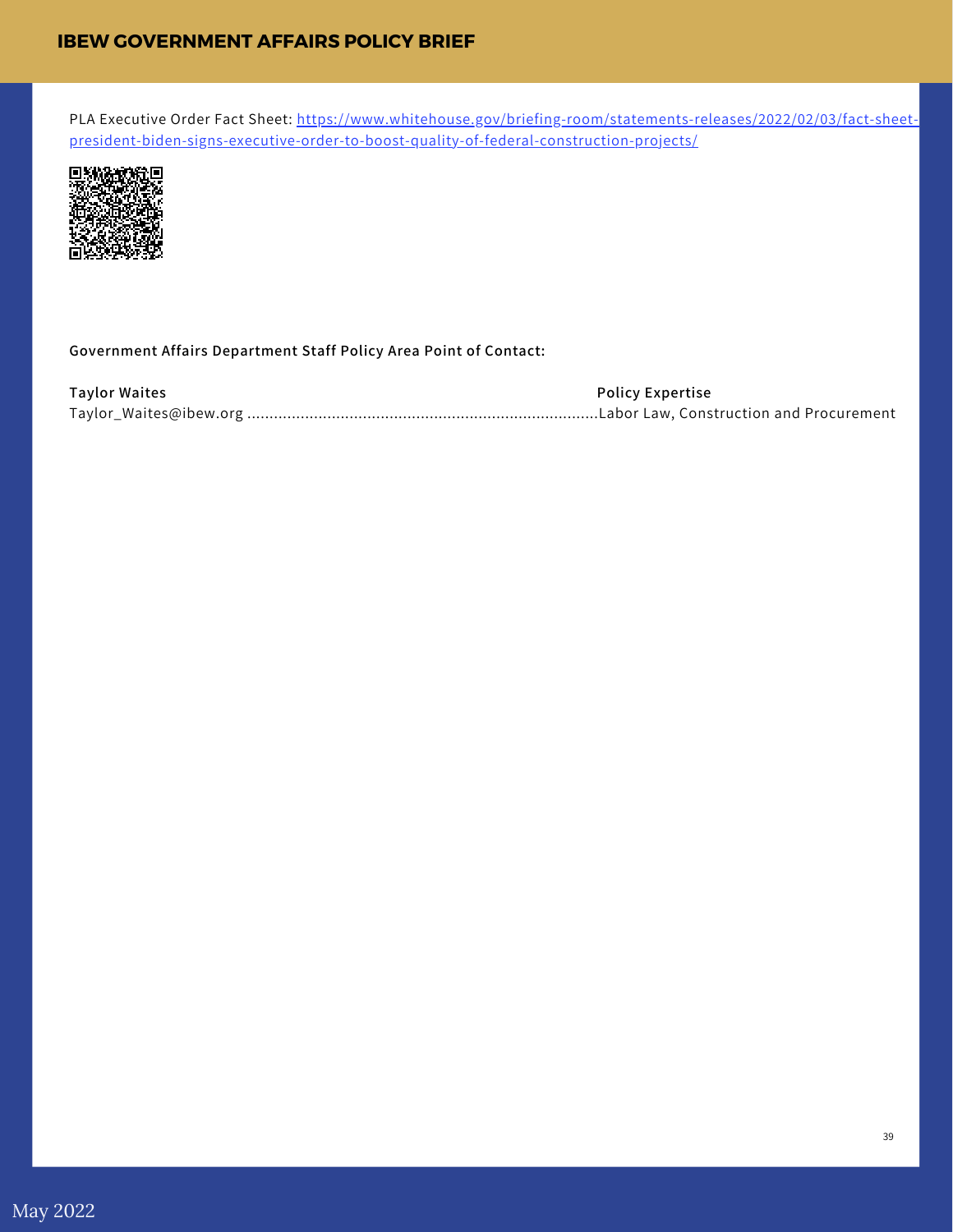PLA Executive Order Fact Sheet: [https://www.whitehouse.gov/briefing-room/statements-releases/2022/02/03/fact-sheet-president-biden-signs-executive-order-to-boost-quality-of-federal-construction-projects/](https://www.whitehouse.gov/briefing-room/statements-releases/2022/02/03/fact-sheet-president-biden-signs-executive-order-to-boost-quality-of-federal-construction-projects/)

**Government Affairs Department Staff Policy Area Point of Contact:**

**Taylor Waites** **Policy Expertise**

Taylor_Waites@ibew.org ..............................................................................Labor Law, Construction and Procurement